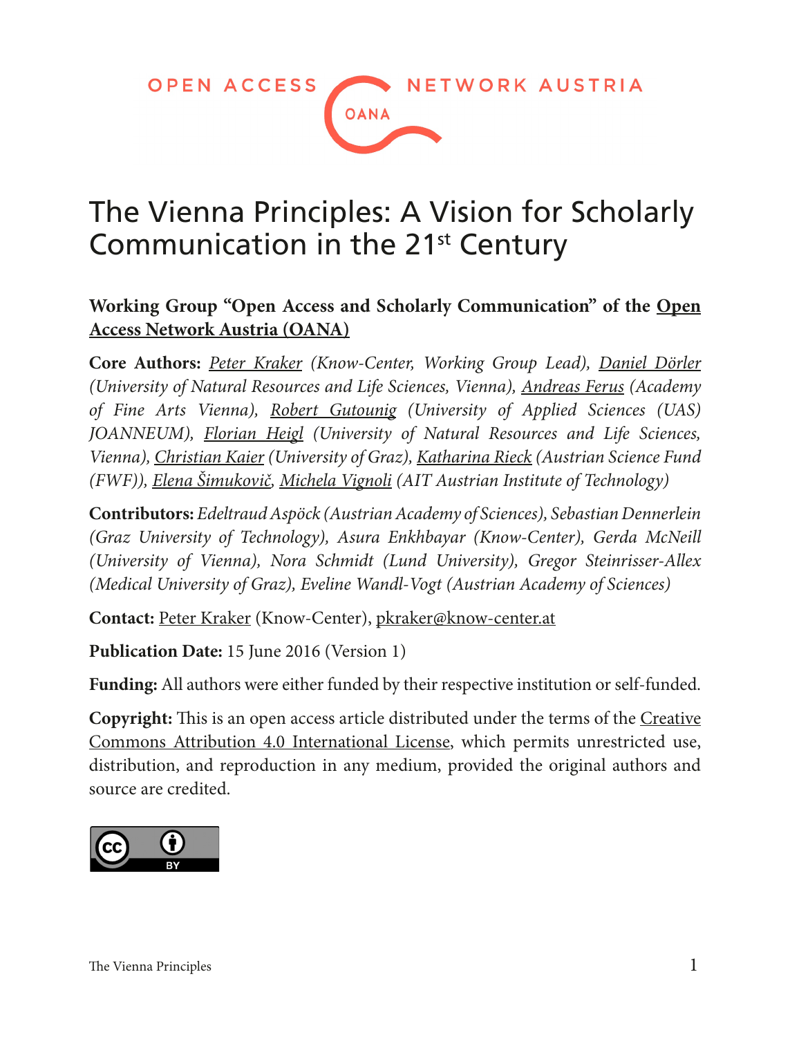OPEN ACCESS NETWORK AUSTRIA

OANA

# The Vienna Principles: A Vision for Scholarly Communication in the 21st Century

**Working Group "Open Access and Scholarly Communication" of the Open Access Network Austria (OANA)**

**Core Authors:** *Peter Kraker (Know-Center, Working Group Lead), Daniel Dörler (University of Natural Resources and Life Sciences, Vienna), Andreas Ferus (Academy of Fine Arts Vienna), Robert Gutounig (University of Applied Sciences (UAS) JOANNEUM), Florian Heigl (University of Natural Resources and Life Sciences, Vienna), Christian Kaier (University of Graz), Katharina Rieck (Austrian Science Fund (FWF)), Elena Šimukovič, Michela Vignoli (AIT Austrian Institute of Technology)*

**Contributors:** *Edeltraud Aspöck (Austrian Academy of Sciences), Sebastian Dennerlein (Graz University of Technology), Asura Enkhbayar (Know-Center), Gerda McNeill (University of Vienna), Nora Schmidt (Lund University), Gregor Steinrisser-Allex (Medical University of Graz), Eveline Wandl-Vogt (Austrian Academy of Sciences)*

**Contact:** Peter Kraker (Know-Center), pkraker@know-center.at

**Publication Date:** 15 June 2016 (Version 1)

**Funding:** All authors were either funded by their respective institution or self-funded.

**Copyright:** This is an open access article distributed under the terms of the Creative Commons Attribution 4.0 International License, which permits unrestricted use, distribution, and reproduction in any medium, provided the original authors and source are credited.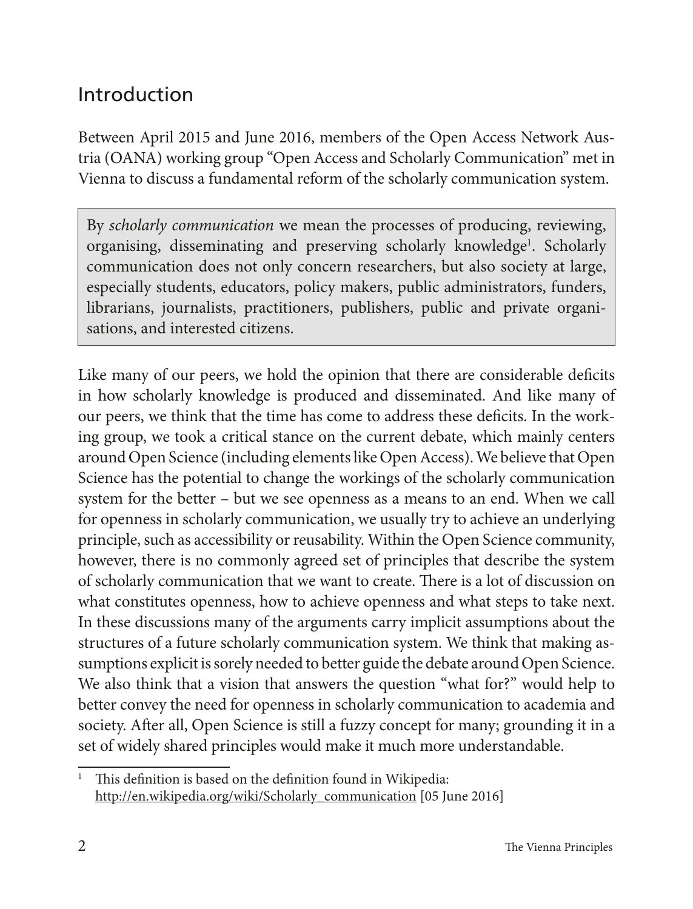## Introduction

Between April 2015 and June 2016, members of the Open Access Network Austria (OANA) working group "Open Access and Scholarly Communication" met in Vienna to discuss a fundamental reform of the scholarly communication system.

> By *scholarly communication* we mean the processes of producing, reviewing, organising, disseminating and preserving scholarly knowledge[1]. Scholarly communication does not only concern researchers, but also society at large, especially students, educators, policy makers, public administrators, funders, librarians, journalists, practitioners, publishers, public and private organisations, and interested citizens.

Like many of our peers, we hold the opinion that there are considerable deficits in how scholarly knowledge is produced and disseminated. And like many of our peers, we think that the time has come to address these deficits. In the working group, we took a critical stance on the current debate, which mainly centers around Open Science (including elements like Open Access). We believe that Open Science has the potential to change the workings of the scholarly communication system for the better – but we see openness as a means to an end. When we call for openness in scholarly communication, we usually try to achieve an underlying principle, such as accessibility or reusability. Within the Open Science community, however, there is no commonly agreed set of principles that describe the system of scholarly communication that we want to create. There is a lot of discussion on what constitutes openness, how to achieve openness and what steps to take next. In these discussions many of the arguments carry implicit assumptions about the structures of a future scholarly communication system. We think that making assumptions explicit is sorely needed to better guide the debate around Open Science. We also think that a vision that answers the question "what for?" would help to better convey the need for openness in scholarly communication to academia and society. After all, Open Science is still a fuzzy concept for many; grounding it in a set of widely shared principles would make it much more understandable.

---

[1] This definition is based on the definition found in Wikipedia: http://en.wikipedia.org/wiki/Scholarly_communication [05 June 2016]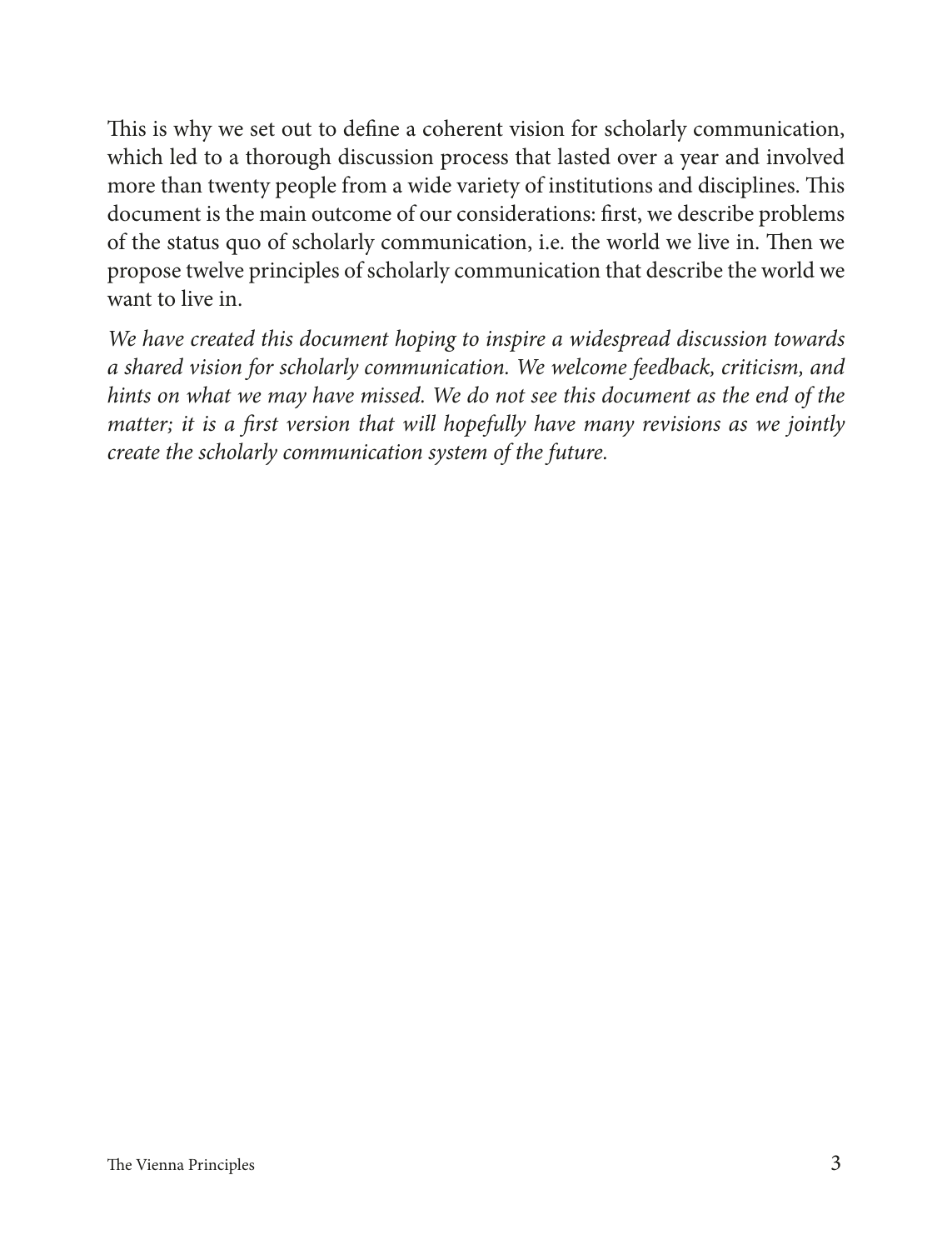This is why we set out to define a coherent vision for scholarly communication, which led to a thorough discussion process that lasted over a year and involved more than twenty people from a wide variety of institutions and disciplines. This document is the main outcome of our considerations: first, we describe problems of the status quo of scholarly communication, i.e. the world we live in. Then we propose twelve principles of scholarly communication that describe the world we want to live in.

*We have created this document hoping to inspire a widespread discussion towards a shared vision for scholarly communication. We welcome feedback, criticism, and hints on what we may have missed. We do not see this document as the end of the matter; it is a first version that will hopefully have many revisions as we jointly create the scholarly communication system of the future.*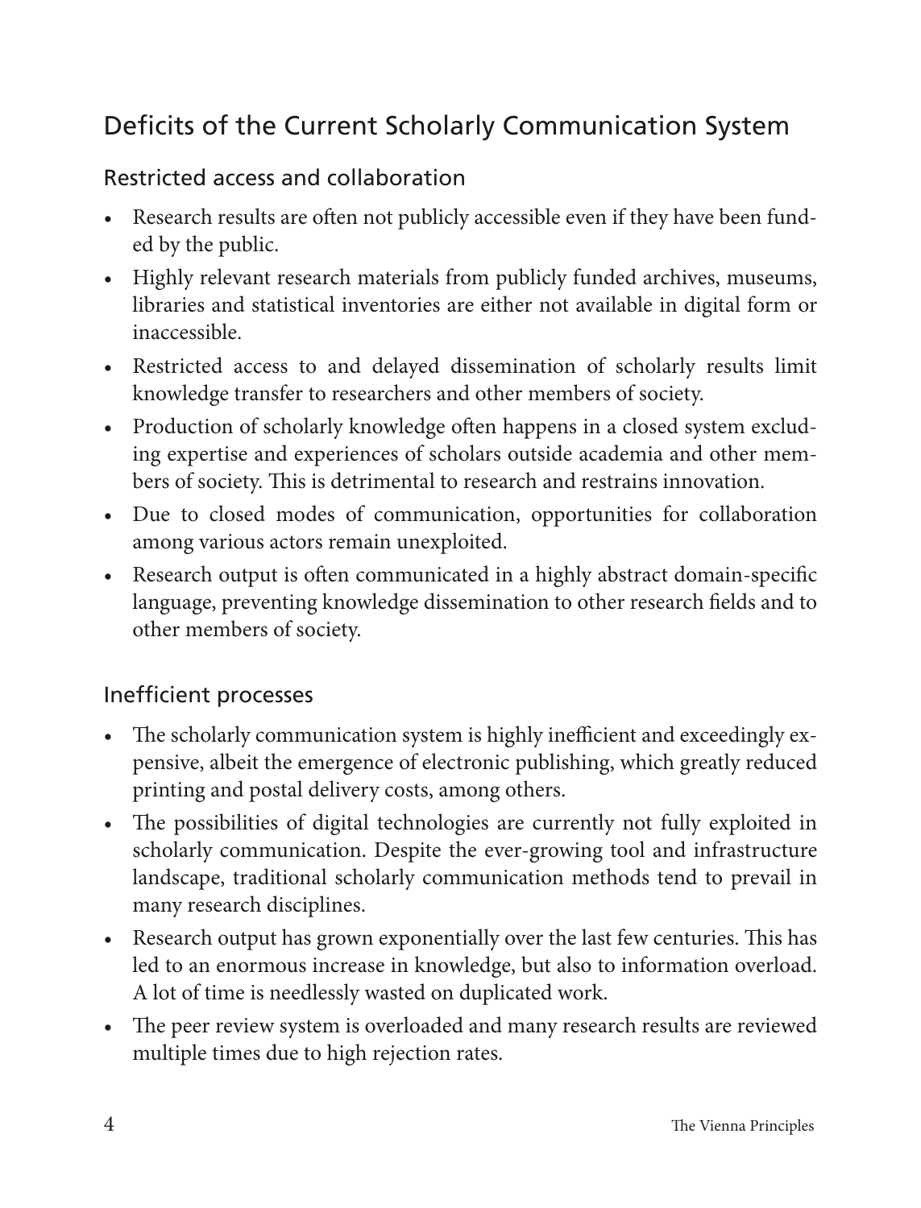## Deficits of the Current Scholarly Communication System

### Restricted access and collaboration

- Research results are often not publicly accessible even if they have been funded by the public.
- Highly relevant research materials from publicly funded archives, museums, libraries and statistical inventories are either not available in digital form or inaccessible.
- Restricted access to and delayed dissemination of scholarly results limit knowledge transfer to researchers and other members of society.
- Production of scholarly knowledge often happens in a closed system excluding expertise and experiences of scholars outside academia and other members of society. This is detrimental to research and restrains innovation.
- Due to closed modes of communication, opportunities for collaboration among various actors remain unexploited.
- Research output is often communicated in a highly abstract domain-specific language, preventing knowledge dissemination to other research fields and to other members of society.

### Inefficient processes

- The scholarly communication system is highly inefficient and exceedingly expensive, albeit the emergence of electronic publishing, which greatly reduced printing and postal delivery costs, among others.
- The possibilities of digital technologies are currently not fully exploited in scholarly communication. Despite the ever-growing tool and infrastructure landscape, traditional scholarly communication methods tend to prevail in many research disciplines.
- Research output has grown exponentially over the last few centuries. This has led to an enormous increase in knowledge, but also to information overload. A lot of time is needlessly wasted on duplicated work.
- The peer review system is overloaded and many research results are reviewed multiple times due to high rejection rates.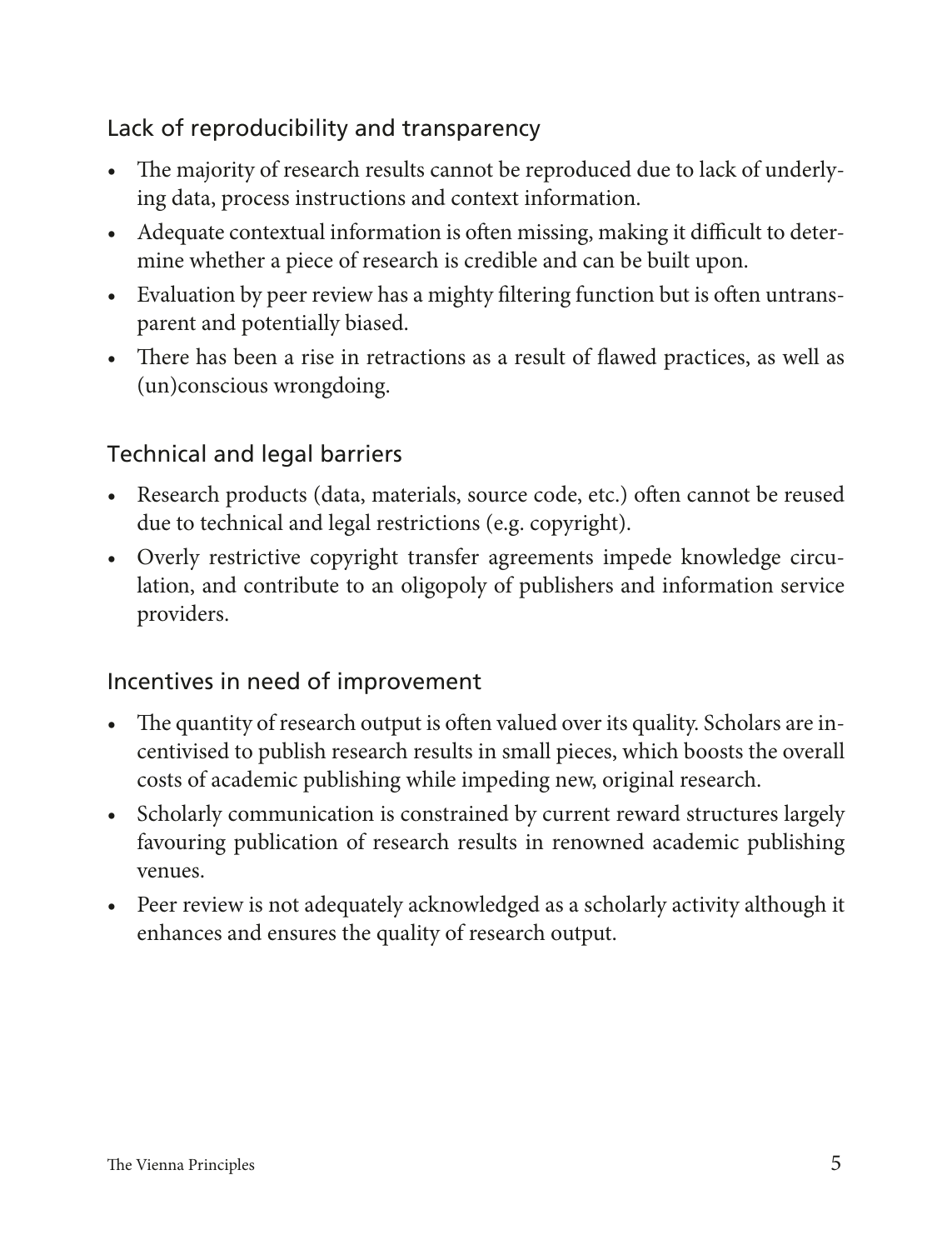### Lack of reproducibility and transparency

- The majority of research results cannot be reproduced due to lack of underlying data, process instructions and context information.
- Adequate contextual information is often missing, making it difficult to determine whether a piece of research is credible and can be built upon.
- Evaluation by peer review has a mighty filtering function but is often untransparent and potentially biased.
- There has been a rise in retractions as a result of flawed practices, as well as (un)conscious wrongdoing.

### Technical and legal barriers

- Research products (data, materials, source code, etc.) often cannot be reused due to technical and legal restrictions (e.g. copyright).
- Overly restrictive copyright transfer agreements impede knowledge circulation, and contribute to an oligopoly of publishers and information service providers.

### Incentives in need of improvement

- The quantity of research output is often valued over its quality. Scholars are incentivised to publish research results in small pieces, which boosts the overall costs of academic publishing while impeding new, original research.
- Scholarly communication is constrained by current reward structures largely favouring publication of research results in renowned academic publishing venues.
- Peer review is not adequately acknowledged as a scholarly activity although it enhances and ensures the quality of research output.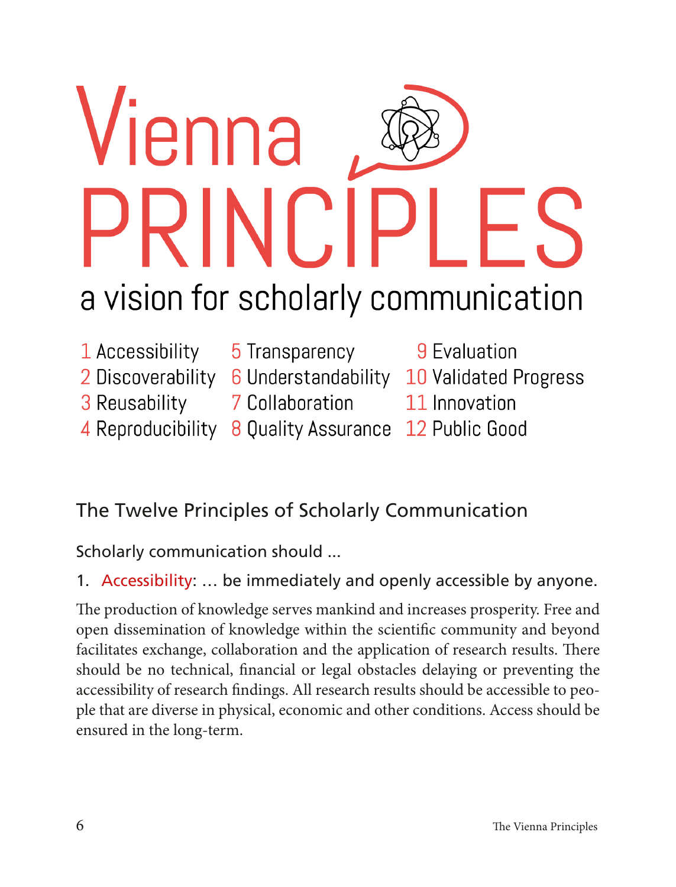# Vienna PRINCIPLES

a vision for scholarly communication

1 Accessibility
2 Discoverability
3 Reusability
4 Reproducibility
5 Transparency
6 Understandability
7 Collaboration
8 Quality Assurance
9 Evaluation
10 Validated Progress
11 Innovation
12 Public Good

## The Twelve Principles of Scholarly Communication

Scholarly communication should …

1. Accessibility: … be immediately and openly accessible by anyone.

The production of knowledge serves mankind and increases prosperity. Free and open dissemination of knowledge within the scientific community and beyond facilitates exchange, collaboration and the application of research results. There should be no technical, financial or legal obstacles delaying or preventing the accessibility of research findings. All research results should be accessible to people that are diverse in physical, economic and other conditions. Access should be ensured in the long-term.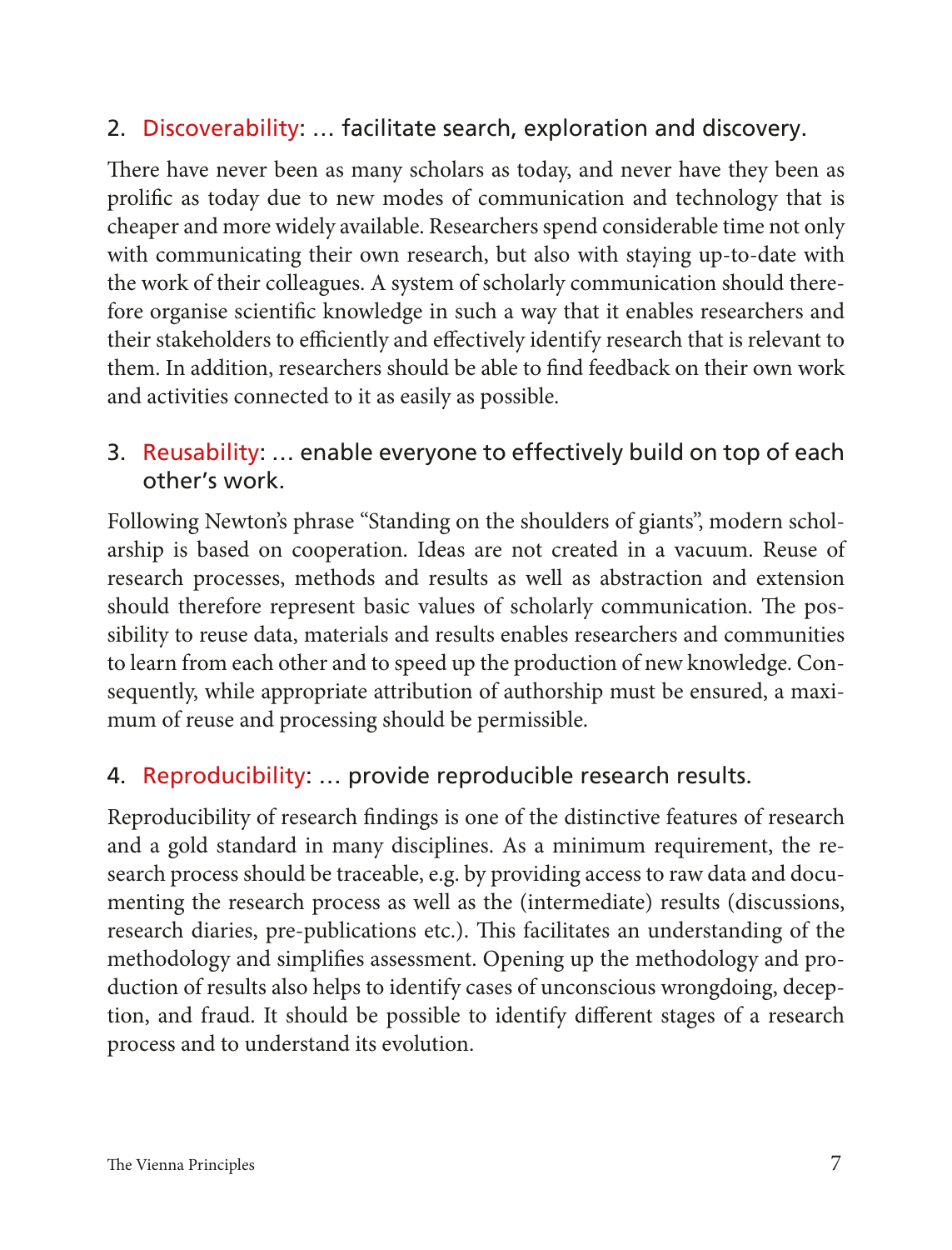## 2. Discoverability: … facilitate search, exploration and discovery.

There have never been as many scholars as today, and never have they been as prolific as today due to new modes of communication and technology that is cheaper and more widely available. Researchers spend considerable time not only with communicating their own research, but also with staying up-to-date with the work of their colleagues. A system of scholarly communication should therefore organise scientific knowledge in such a way that it enables researchers and their stakeholders to efficiently and effectively identify research that is relevant to them. In addition, researchers should be able to find feedback on their own work and activities connected to it as easily as possible.

## 3. Reusability: … enable everyone to effectively build on top of each other's work.

Following Newton's phrase "Standing on the shoulders of giants", modern scholarship is based on cooperation. Ideas are not created in a vacuum. Reuse of research processes, methods and results as well as abstraction and extension should therefore represent basic values of scholarly communication. The possibility to reuse data, materials and results enables researchers and communities to learn from each other and to speed up the production of new knowledge. Consequently, while appropriate attribution of authorship must be ensured, a maximum of reuse and processing should be permissible.

## 4. Reproducibility: … provide reproducible research results.

Reproducibility of research findings is one of the distinctive features of research and a gold standard in many disciplines. As a minimum requirement, the research process should be traceable, e.g. by providing access to raw data and documenting the research process as well as the (intermediate) results (discussions, research diaries, pre-publications etc.). This facilitates an understanding of the methodology and simplifies assessment. Opening up the methodology and production of results also helps to identify cases of unconscious wrongdoing, deception, and fraud. It should be possible to identify different stages of a research process and to understand its evolution.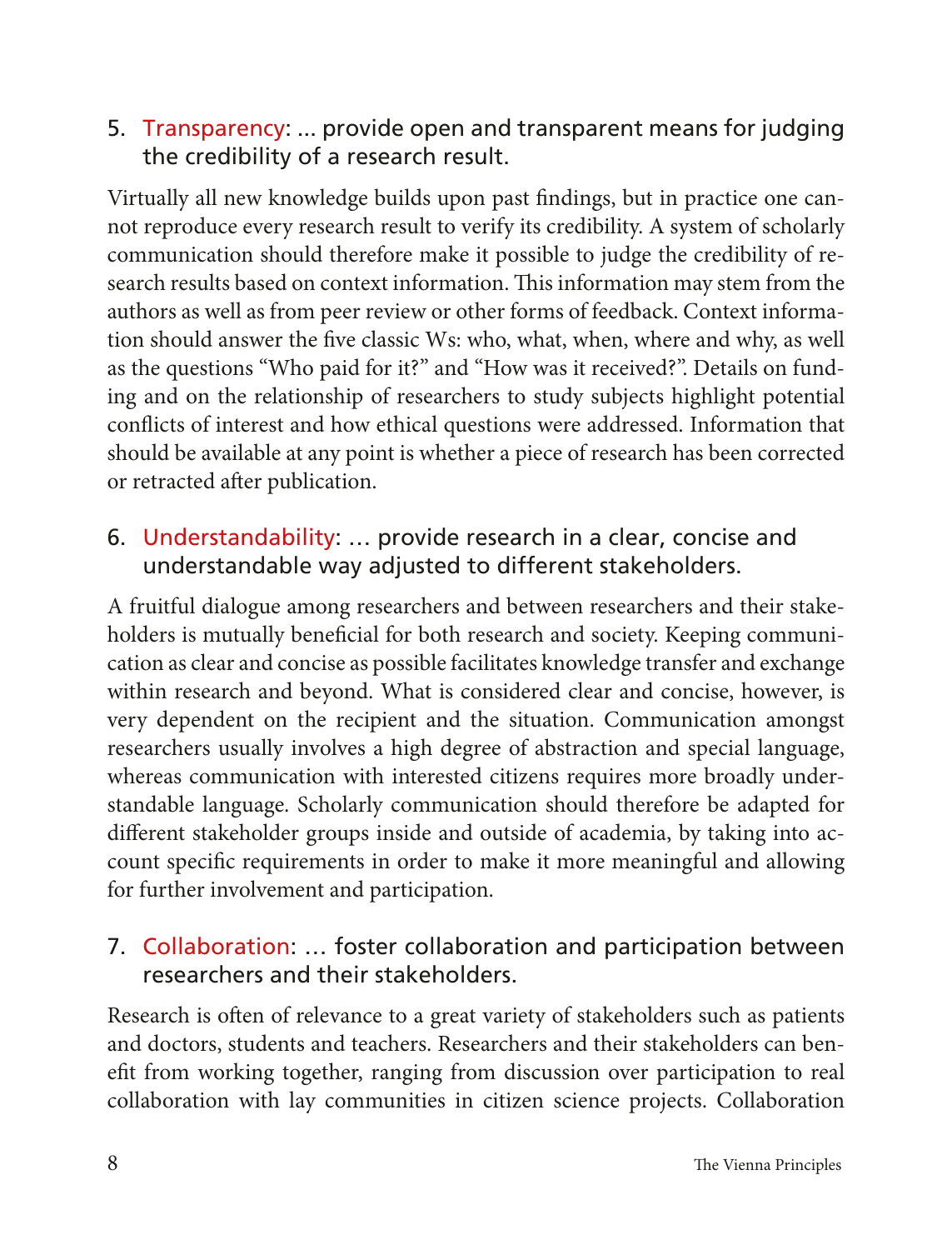5. Transparency: ... provide open and transparent means for judging the credibility of a research result.

Virtually all new knowledge builds upon past findings, but in practice one cannot reproduce every research result to verify its credibility. A system of scholarly communication should therefore make it possible to judge the credibility of research results based on context information. This information may stem from the authors as well as from peer review or other forms of feedback. Context information should answer the five classic Ws: who, what, when, where and why, as well as the questions "Who paid for it?" and "How was it received?". Details on funding and on the relationship of researchers to study subjects highlight potential conflicts of interest and how ethical questions were addressed. Information that should be available at any point is whether a piece of research has been corrected or retracted after publication.

6. Understandability: … provide research in a clear, concise and understandable way adjusted to different stakeholders.

A fruitful dialogue among researchers and between researchers and their stakeholders is mutually beneficial for both research and society. Keeping communication as clear and concise as possible facilitates knowledge transfer and exchange within research and beyond. What is considered clear and concise, however, is very dependent on the recipient and the situation. Communication amongst researchers usually involves a high degree of abstraction and special language, whereas communication with interested citizens requires more broadly understandable language. Scholarly communication should therefore be adapted for different stakeholder groups inside and outside of academia, by taking into account specific requirements in order to make it more meaningful and allowing for further involvement and participation.

7. Collaboration: … foster collaboration and participation between researchers and their stakeholders.

Research is often of relevance to a great variety of stakeholders such as patients and doctors, students and teachers. Researchers and their stakeholders can benefit from working together, ranging from discussion over participation to real collaboration with lay communities in citizen science projects. Collaboration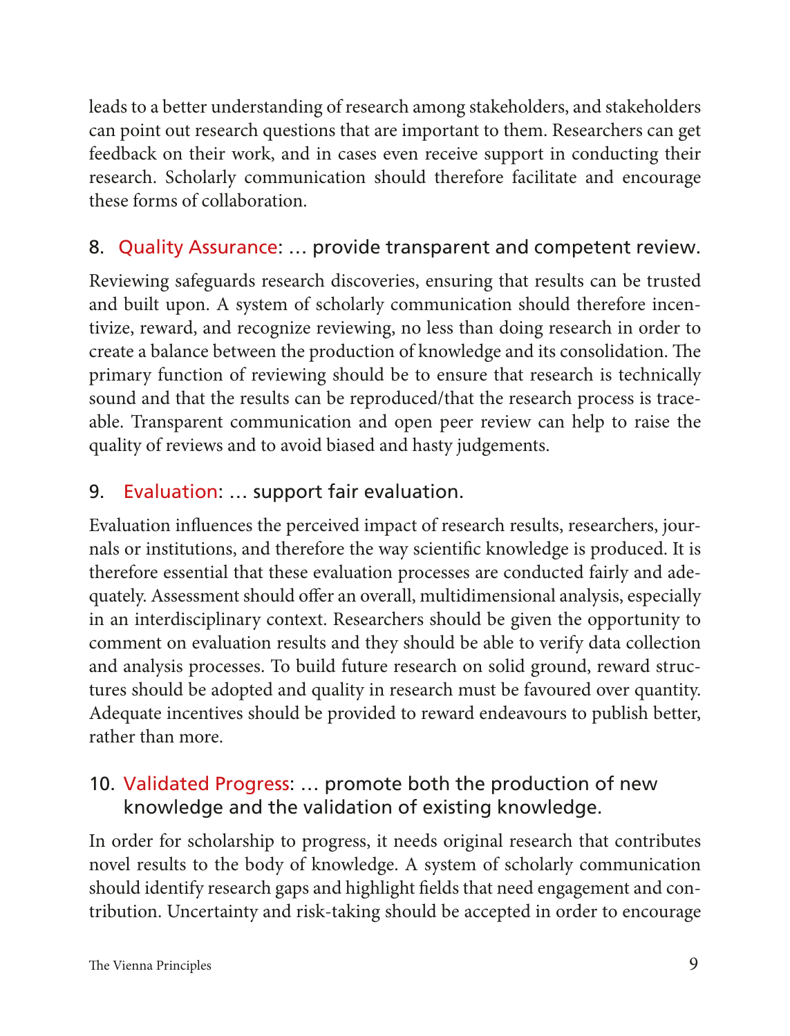leads to a better understanding of research among stakeholders, and stakeholders can point out research questions that are important to them. Researchers can get feedback on their work, and in cases even receive support in conducting their research. Scholarly communication should therefore facilitate and encourage these forms of collaboration.

## 8. Quality Assurance: … provide transparent and competent review.

Reviewing safeguards research discoveries, ensuring that results can be trusted and built upon. A system of scholarly communication should therefore incentivize, reward, and recognize reviewing, no less than doing research in order to create a balance between the production of knowledge and its consolidation. The primary function of reviewing should be to ensure that research is technically sound and that the results can be reproduced/that the research process is traceable. Transparent communication and open peer review can help to raise the quality of reviews and to avoid biased and hasty judgements.

## 9. Evaluation: … support fair evaluation.

Evaluation influences the perceived impact of research results, researchers, journals or institutions, and therefore the way scientific knowledge is produced. It is therefore essential that these evaluation processes are conducted fairly and adequately. Assessment should offer an overall, multidimensional analysis, especially in an interdisciplinary context. Researchers should be given the opportunity to comment on evaluation results and they should be able to verify data collection and analysis processes. To build future research on solid ground, reward structures should be adopted and quality in research must be favoured over quantity. Adequate incentives should be provided to reward endeavours to publish better, rather than more.

## 10. Validated Progress: … promote both the production of new knowledge and the validation of existing knowledge.

In order for scholarship to progress, it needs original research that contributes novel results to the body of knowledge. A system of scholarly communication should identify research gaps and highlight fields that need engagement and contribution. Uncertainty and risk-taking should be accepted in order to encourage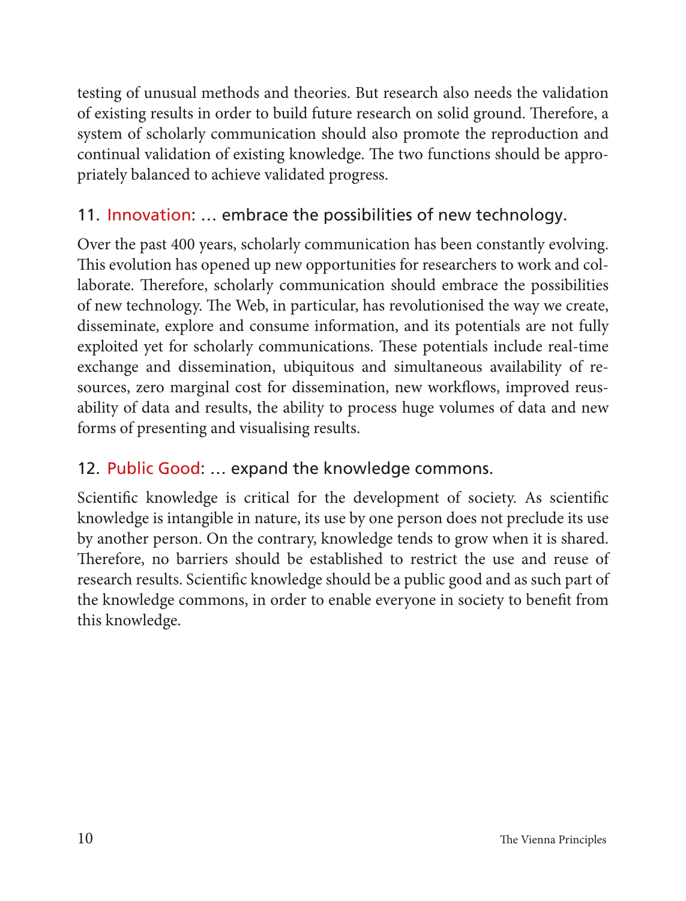testing of unusual methods and theories. But research also needs the validation of existing results in order to build future research on solid ground. Therefore, a system of scholarly communication should also promote the reproduction and continual validation of existing knowledge. The two functions should be appropriately balanced to achieve validated progress.

### 11. Innovation: … embrace the possibilities of new technology.

Over the past 400 years, scholarly communication has been constantly evolving. This evolution has opened up new opportunities for researchers to work and collaborate. Therefore, scholarly communication should embrace the possibilities of new technology. The Web, in particular, has revolutionised the way we create, disseminate, explore and consume information, and its potentials are not fully exploited yet for scholarly communications. These potentials include real-time exchange and dissemination, ubiquitous and simultaneous availability of resources, zero marginal cost for dissemination, new workflows, improved reusability of data and results, the ability to process huge volumes of data and new forms of presenting and visualising results.

### 12. Public Good: … expand the knowledge commons.

Scientific knowledge is critical for the development of society. As scientific knowledge is intangible in nature, its use by one person does not preclude its use by another person. On the contrary, knowledge tends to grow when it is shared. Therefore, no barriers should be established to restrict the use and reuse of research results. Scientific knowledge should be a public good and as such part of the knowledge commons, in order to enable everyone in society to benefit from this knowledge.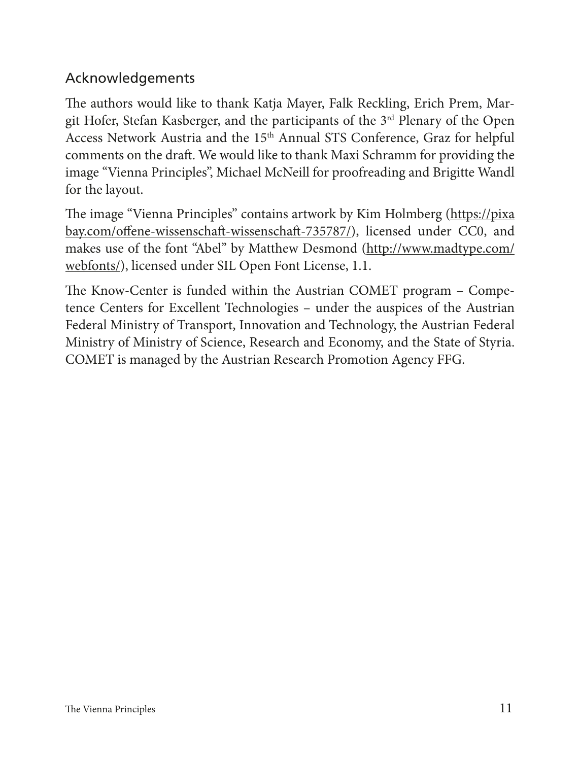## Acknowledgements

The authors would like to thank Katja Mayer, Falk Reckling, Erich Prem, Margit Hofer, Stefan Kasberger, and the participants of the 3rd Plenary of the Open Access Network Austria and the 15th Annual STS Conference, Graz for helpful comments on the draft. We would like to thank Maxi Schramm for providing the image "Vienna Principles", Michael McNeill for proofreading and Brigitte Wandl for the layout.

The image "Vienna Principles" contains artwork by Kim Holmberg (https://pixabay.com/offene-wissenschaft-wissenschaft-735787/), licensed under CC0, and makes use of the font "Abel" by Matthew Desmond (http://www.madtype.com/webfonts/), licensed under SIL Open Font License, 1.1.

The Know-Center is funded within the Austrian COMET program – Competence Centers for Excellent Technologies – under the auspices of the Austrian Federal Ministry of Transport, Innovation and Technology, the Austrian Federal Ministry of Ministry of Science, Research and Economy, and the State of Styria. COMET is managed by the Austrian Research Promotion Agency FFG.